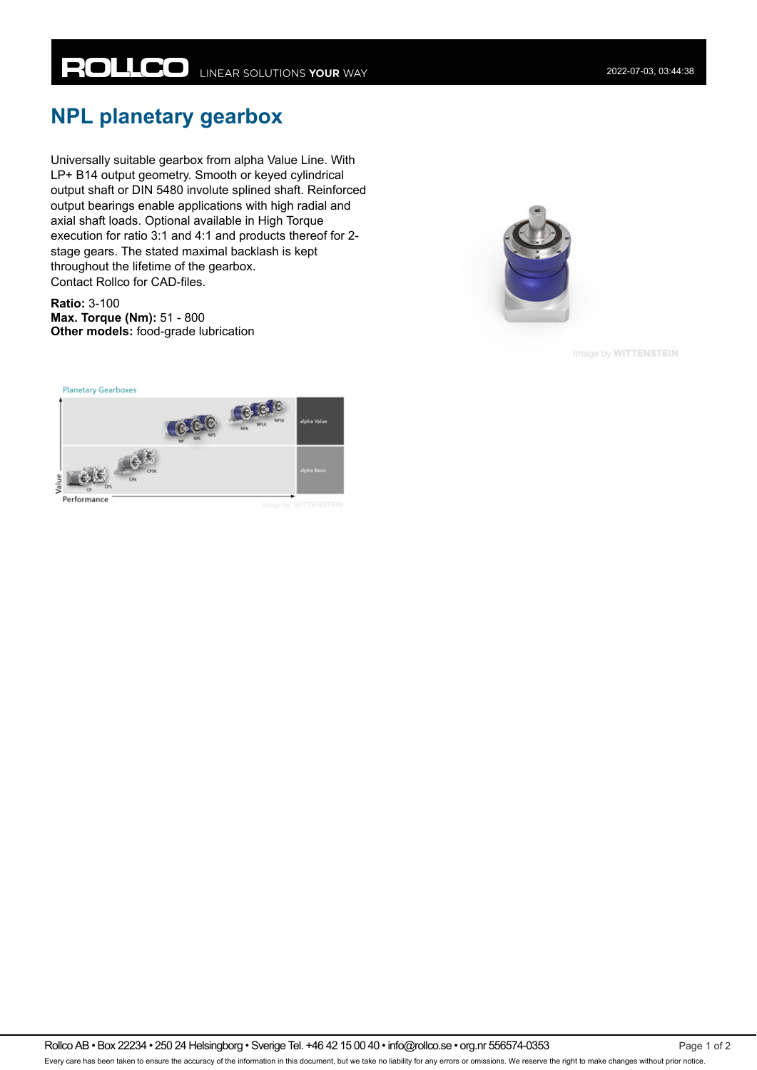# NPL planetary gearbox

Universally suitable gearbox from alpha Value Line. With LP+ B14 output geometry. Smooth or keyed cylindrical output shaft or DIN 5480 involute splined shaft. Reinforced output bearings enable applications with high radial and axial shaft loads. Optional available in High Torque execution for ratio 3:1 and 4:1 and products thereof for 2-stage gears. The stated maximal backlash is kept throughout the lifetime of the gearbox.
Contact Rollco for CAD-files.

**Ratio:** 3-100
**Max. Torque (Nm):** 51 - 800
**Other models:** food-grade lubrication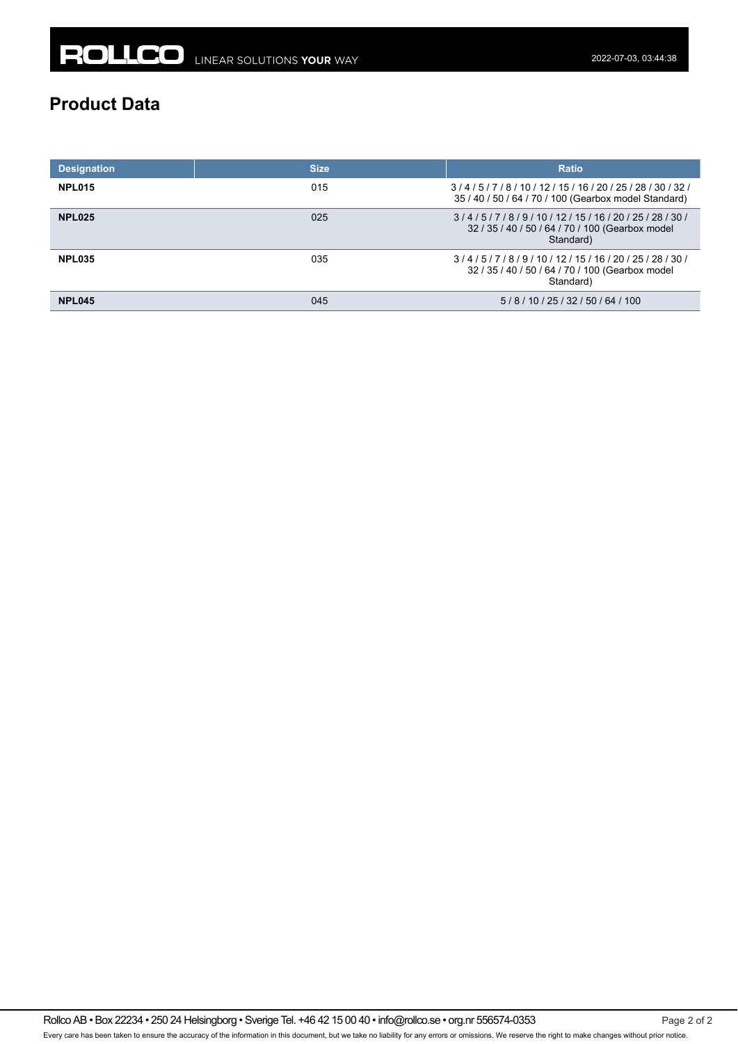## Product Data

| Designation | Size | Ratio |
|---|---|---|
| **NPL015** | 015 | 3 / 4 / 5 / 7 / 8 / 10 / 12 / 15 / 16 / 20 / 25 / 28 / 30 / 32 / 35 / 40 / 50 / 64 / 70 / 100 (Gearbox model Standard) |
| **NPL025** | 025 | 3 / 4 / 5 / 7 / 8 / 9 / 10 / 12 / 15 / 16 / 20 / 25 / 28 / 30 / 32 / 35 / 40 / 50 / 64 / 70 / 100 (Gearbox model Standard) |
| **NPL035** | 035 | 3 / 4 / 5 / 7 / 8 / 9 / 10 / 12 / 15 / 16 / 20 / 25 / 28 / 30 / 32 / 35 / 40 / 50 / 64 / 70 / 100 (Gearbox model Standard) |
| **NPL045** | 045 | 5 / 8 / 10 / 25 / 32 / 50 / 64 / 100 |